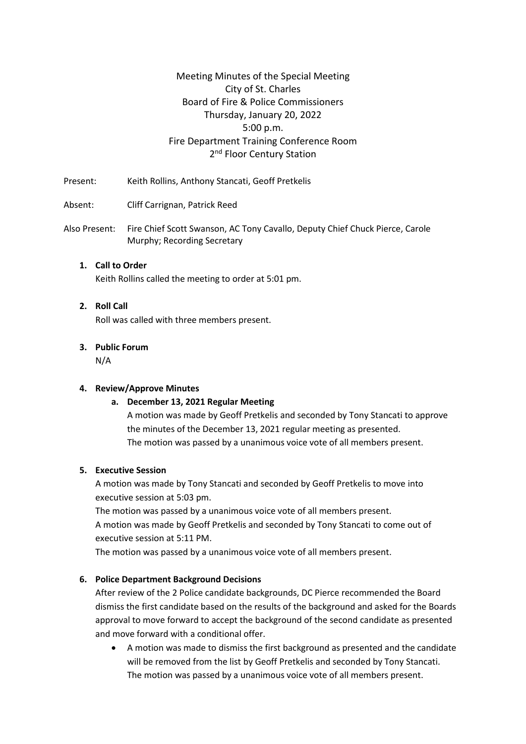Meeting Minutes of the Special Meeting
City of St. Charles
Board of Fire & Police Commissioners
Thursday, January 20, 2022
5:00 p.m.
Fire Department Training Conference Room
2nd Floor Century Station

Present: Keith Rollins, Anthony Stancati, Geoff Pretkelis

Absent: Cliff Carrignan, Patrick Reed

Also Present: Fire Chief Scott Swanson, AC Tony Cavallo, Deputy Chief Chuck Pierce, Carole Murphy; Recording Secretary

1. **Call to Order**
   Keith Rollins called the meeting to order at 5:01 pm.

2. **Roll Call**
   Roll was called with three members present.

3. **Public Forum**
   N/A

4. **Review/Approve Minutes**
   a. **December 13, 2021 Regular Meeting**
      A motion was made by Geoff Pretkelis and seconded by Tony Stancati to approve the minutes of the December 13, 2021 regular meeting as presented.
      The motion was passed by a unanimous voice vote of all members present.

5. **Executive Session**
   A motion was made by Tony Stancati and seconded by Geoff Pretkelis to move into executive session at 5:03 pm.
   The motion was passed by a unanimous voice vote of all members present.
   A motion was made by Geoff Pretkelis and seconded by Tony Stancati to come out of executive session at 5:11 PM.
   The motion was passed by a unanimous voice vote of all members present.

6. **Police Department Background Decisions**
   After review of the 2 Police candidate backgrounds, DC Pierce recommended the Board dismiss the first candidate based on the results of the background and asked for the Boards approval to move forward to accept the background of the second candidate as presented and move forward with a conditional offer.
   - A motion was made to dismiss the first background as presented and the candidate will be removed from the list by Geoff Pretkelis and seconded by Tony Stancati. The motion was passed by a unanimous voice vote of all members present.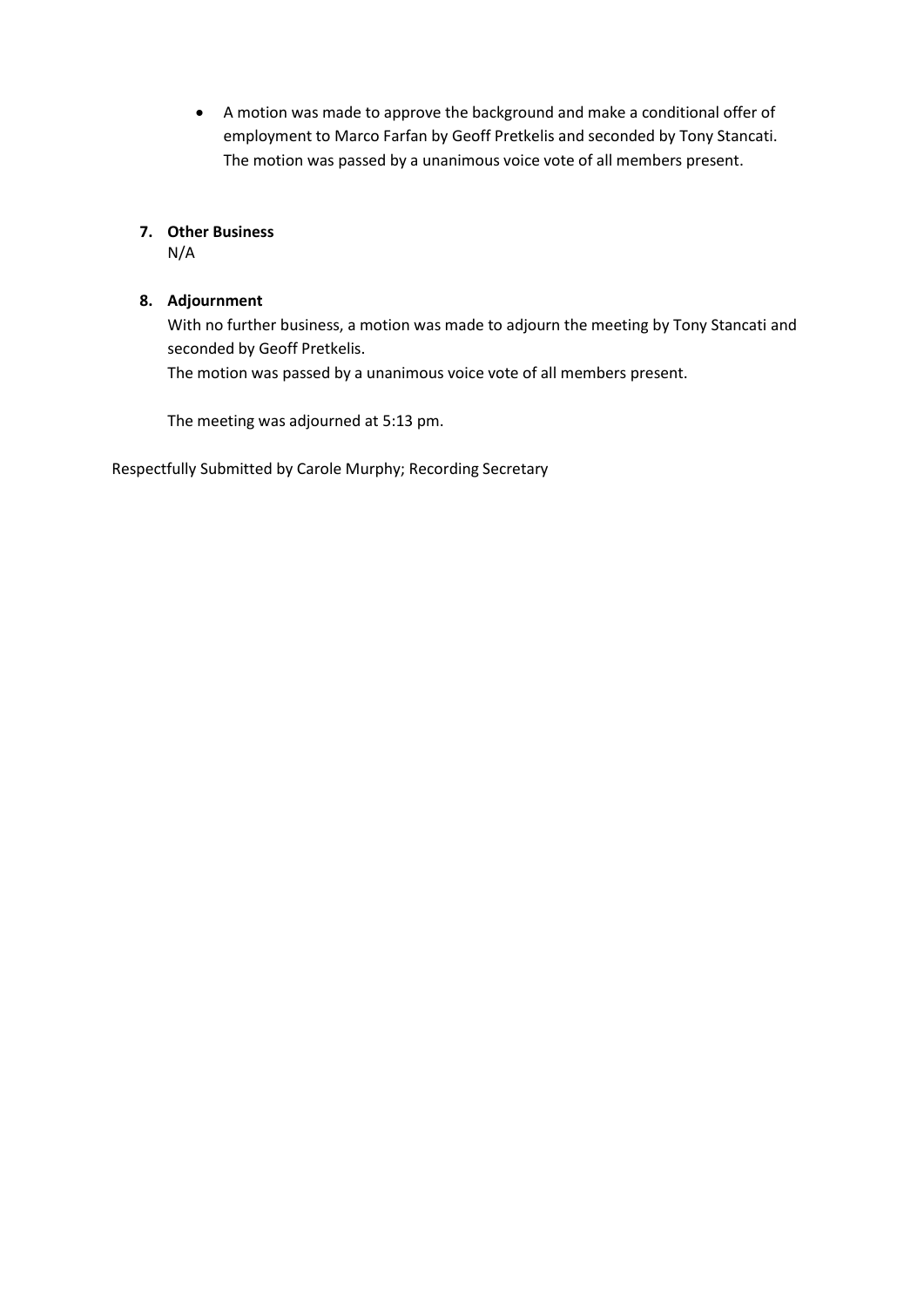- A motion was made to approve the background and make a conditional offer of employment to Marco Farfan by Geoff Pretkelis and seconded by Tony Stancati. The motion was passed by a unanimous voice vote of all members present.

**7. Other Business**

N/A

**8. Adjournment**

With no further business, a motion was made to adjourn the meeting by Tony Stancati and seconded by Geoff Pretkelis.

The motion was passed by a unanimous voice vote of all members present.

The meeting was adjourned at 5:13 pm.

Respectfully Submitted by Carole Murphy; Recording Secretary